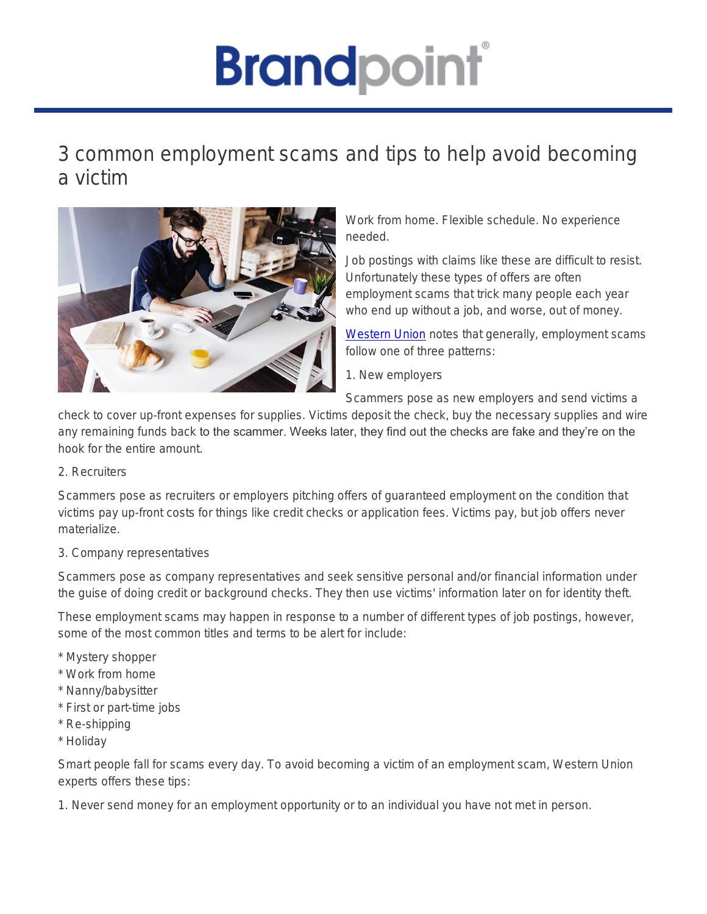Brandpoint®

# 3 common employment scams and tips to help avoid becoming a victim

Work from home. Flexible schedule. No experience needed.

Job postings with claims like these are difficult to resist. Unfortunately these types of offers are often employment scams that trick many people each year who end up without a job, and worse, out of money.

Western Union notes that generally, employment scams follow one of three patterns:

1. New employers

Scammers pose as new employers and send victims a check to cover up-front expenses for supplies. Victims deposit the check, buy the necessary supplies and wire any remaining funds back to the scammer. Weeks later, they find out the checks are fake and they're on the hook for the entire amount.

2. Recruiters

Scammers pose as recruiters or employers pitching offers of guaranteed employment on the condition that victims pay up-front costs for things like credit checks or application fees. Victims pay, but job offers never materialize.

3. Company representatives

Scammers pose as company representatives and seek sensitive personal and/or financial information under the guise of doing credit or background checks. They then use victims' information later on for identity theft.

These employment scams may happen in response to a number of different types of job postings, however, some of the most common titles and terms to be alert for include:

* Mystery shopper
* Work from home
* Nanny/babysitter
* First or part-time jobs
* Re-shipping
* Holiday

Smart people fall for scams every day. To avoid becoming a victim of an employment scam, Western Union experts offers these tips:

1. Never send money for an employment opportunity or to an individual you have not met in person.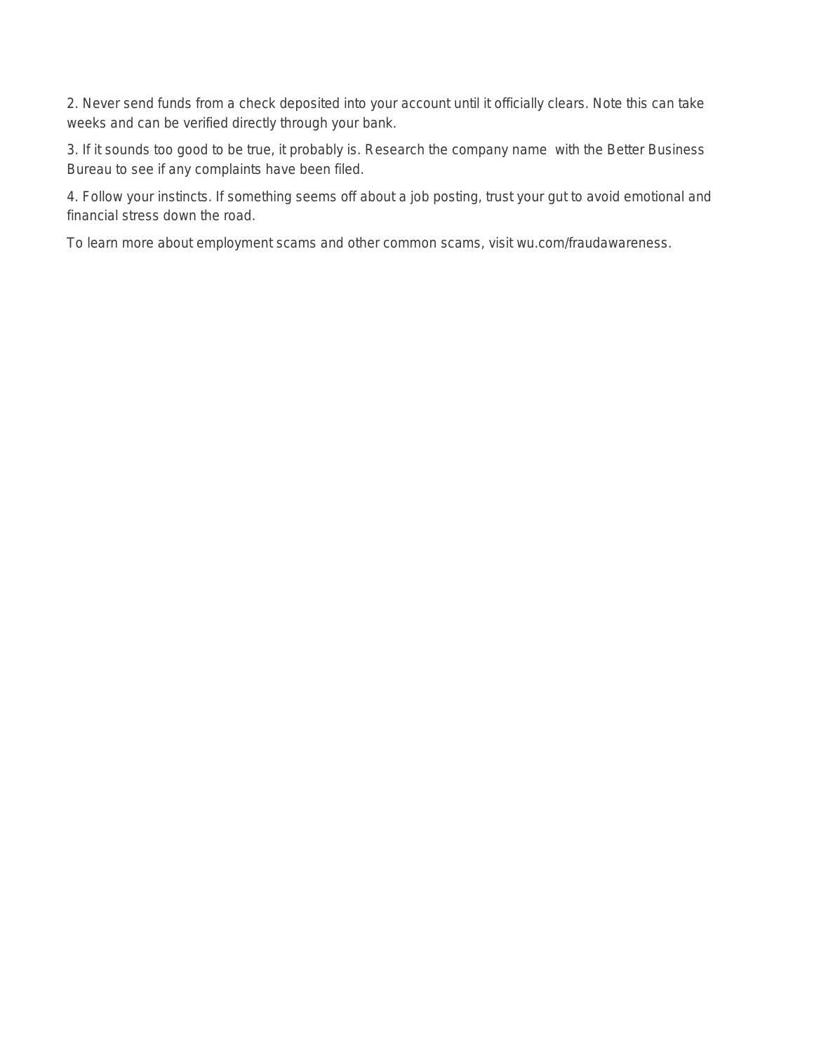2. Never send funds from a check deposited into your account until it officially clears. Note this can take weeks and can be verified directly through your bank.

3. If it sounds too good to be true, it probably is. Research the company name with the Better Business Bureau to see if any complaints have been filed.

4. Follow your instincts. If something seems off about a job posting, trust your gut to avoid emotional and financial stress down the road.

To learn more about employment scams and other common scams, visit wu.com/fraudawareness.